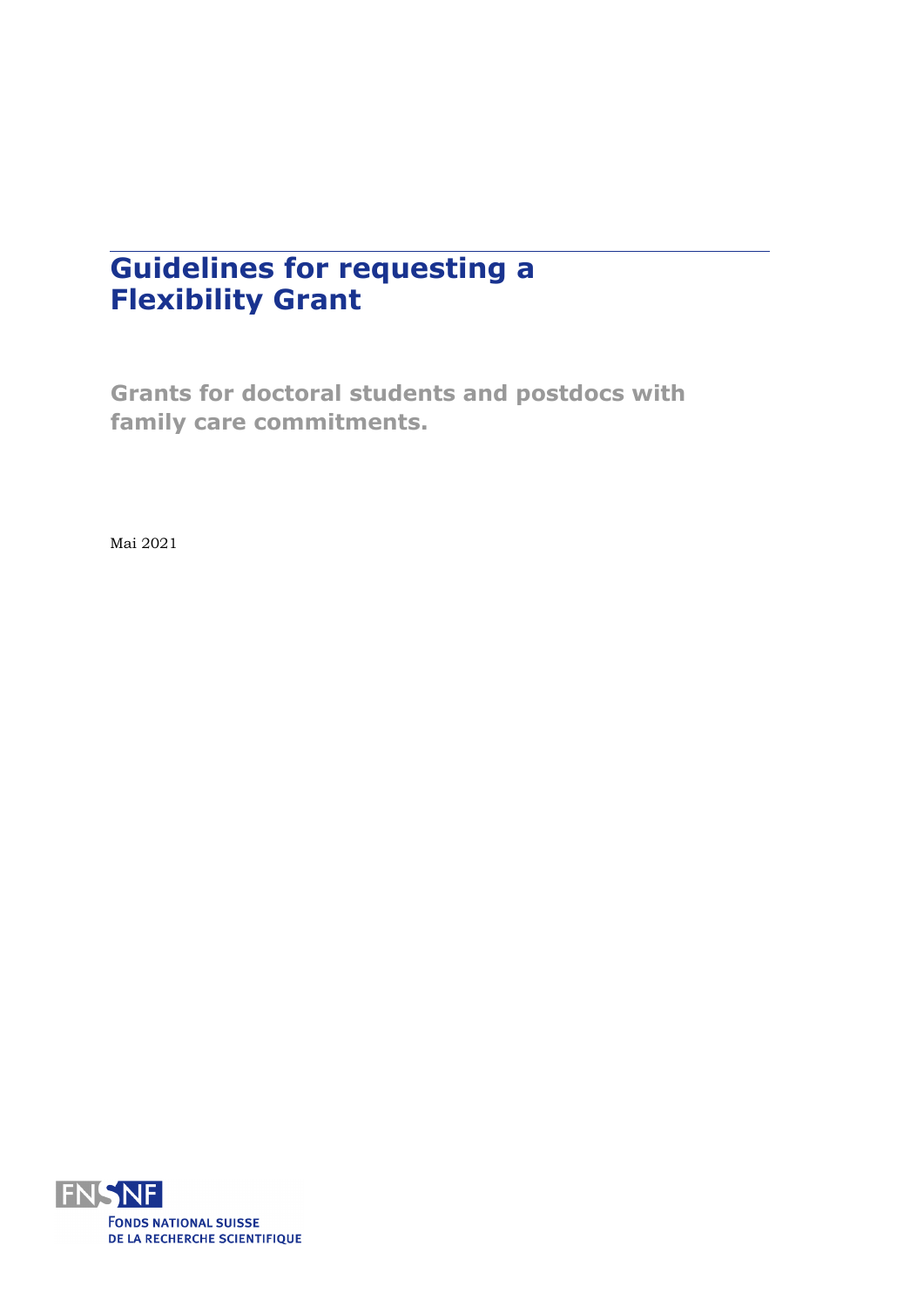# Guidelines for requesting a Flexibility Grant

## Grants for doctoral students and postdocs with family care commitments.

Mai 2021

FNSNF
FONDS NATIONAL SUISSE
DE LA RECHERCHE SCIENTIFIQUE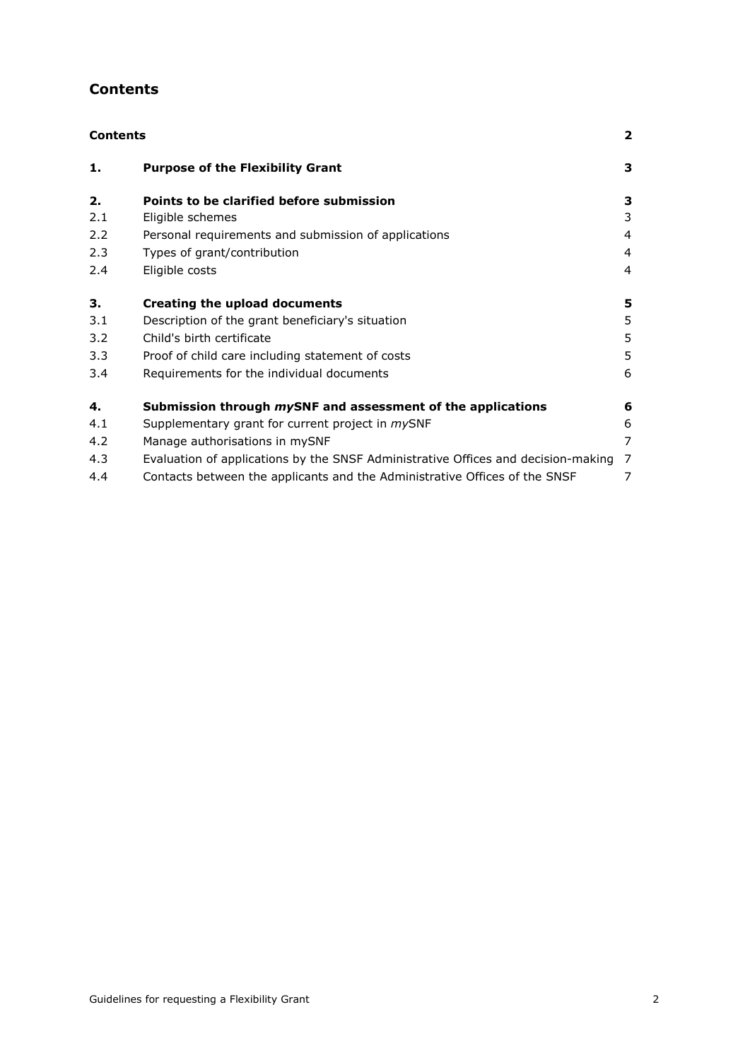## Contents

| | | |
|---|---|---|
| **Contents** | | **2** |
| **1.** | **Purpose of the Flexibility Grant** | **3** |
| **2.** | **Points to be clarified before submission** | **3** |
| 2.1 | Eligible schemes | 3 |
| 2.2 | Personal requirements and submission of applications | 4 |
| 2.3 | Types of grant/contribution | 4 |
| 2.4 | Eligible costs | 4 |
| **3.** | **Creating the upload documents** | **5** |
| 3.1 | Description of the grant beneficiary's situation | 5 |
| 3.2 | Child's birth certificate | 5 |
| 3.3 | Proof of child care including statement of costs | 5 |
| 3.4 | Requirements for the individual documents | 6 |
| **4.** | **Submission through *my*SNF and assessment of the applications** | **6** |
| 4.1 | Supplementary grant for current project in *my*SNF | 6 |
| 4.2 | Manage authorisations in mySNF | 7 |
| 4.3 | Evaluation of applications by the SNSF Administrative Offices and decision-making | 7 |
| 4.4 | Contacts between the applicants and the Administrative Offices of the SNSF | 7 |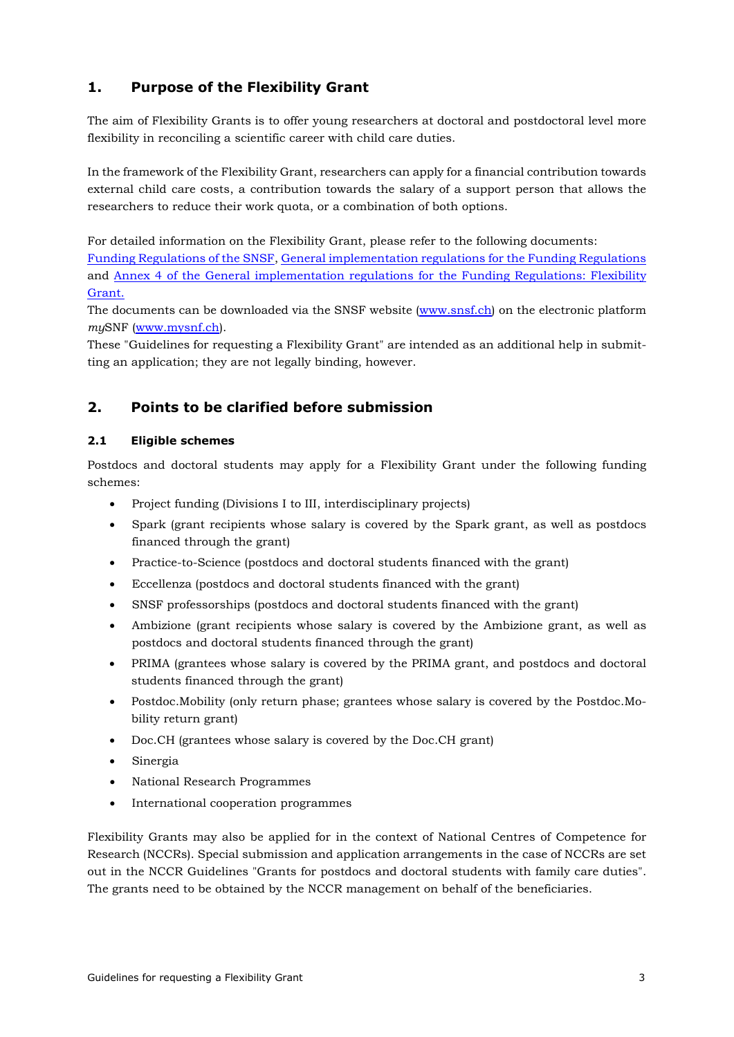## 1. Purpose of the Flexibility Grant

The aim of Flexibility Grants is to offer young researchers at doctoral and postdoctoral level more flexibility in reconciling a scientific career with child care duties.

In the framework of the Flexibility Grant, researchers can apply for a financial contribution towards external child care costs, a contribution towards the salary of a support person that allows the researchers to reduce their work quota, or a combination of both options.

For detailed information on the Flexibility Grant, please refer to the following documents: [Funding Regulations of the SNSF](), [General implementation regulations for the Funding Regulations]() and [Annex 4 of the General implementation regulations for the Funding Regulations: Flexibility Grant.]()
The documents can be downloaded via the SNSF website ([www.snsf.ch]()) on the electronic platform *my*SNF ([www.mysnf.ch]()).
These "Guidelines for requesting a Flexibility Grant" are intended as an additional help in submitting an application; they are not legally binding, however.

## 2. Points to be clarified before submission

### 2.1 Eligible schemes

Postdocs and doctoral students may apply for a Flexibility Grant under the following funding schemes:

- Project funding (Divisions I to III, interdisciplinary projects)
- Spark (grant recipients whose salary is covered by the Spark grant, as well as postdocs financed through the grant)
- Practice-to-Science (postdocs and doctoral students financed with the grant)
- Eccellenza (postdocs and doctoral students financed with the grant)
- SNSF professorships (postdocs and doctoral students financed with the grant)
- Ambizione (grant recipients whose salary is covered by the Ambizione grant, as well as postdocs and doctoral students financed through the grant)
- PRIMA (grantees whose salary is covered by the PRIMA grant, and postdocs and doctoral students financed through the grant)
- Postdoc.Mobility (only return phase; grantees whose salary is covered by the Postdoc.Mobility return grant)
- Doc.CH (grantees whose salary is covered by the Doc.CH grant)
- Sinergia
- National Research Programmes
- International cooperation programmes

Flexibility Grants may also be applied for in the context of National Centres of Competence for Research (NCCRs). Special submission and application arrangements in the case of NCCRs are set out in the NCCR Guidelines "Grants for postdocs and doctoral students with family care duties". The grants need to be obtained by the NCCR management on behalf of the beneficiaries.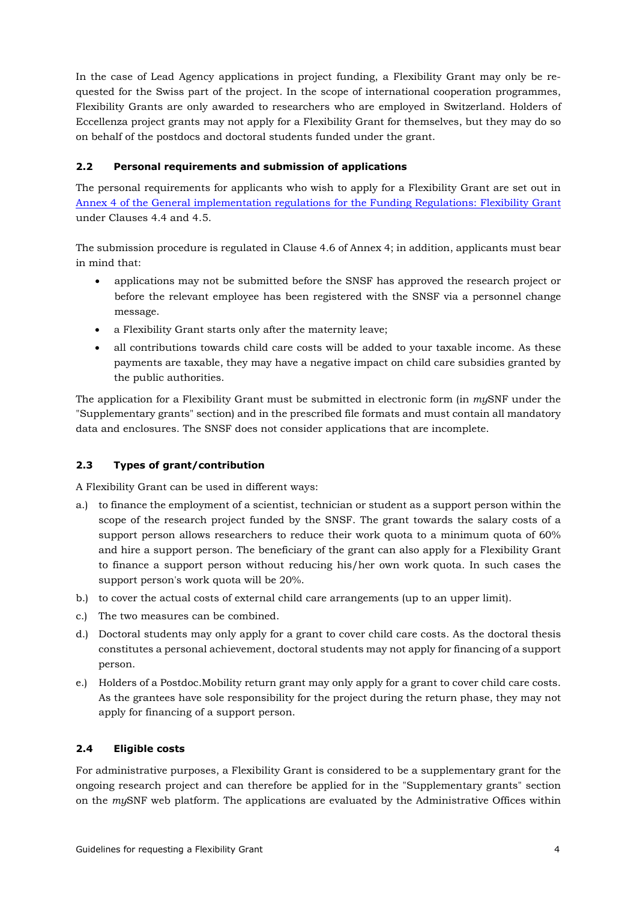In the case of Lead Agency applications in project funding, a Flexibility Grant may only be requested for the Swiss part of the project. In the scope of international cooperation programmes, Flexibility Grants are only awarded to researchers who are employed in Switzerland. Holders of Eccellenza project grants may not apply for a Flexibility Grant for themselves, but they may do so on behalf of the postdocs and doctoral students funded under the grant.

### 2.2 Personal requirements and submission of applications

The personal requirements for applicants who wish to apply for a Flexibility Grant are set out in [Annex 4 of the General implementation regulations for the Funding Regulations: Flexibility Grant] under Clauses 4.4 and 4.5.

The submission procedure is regulated in Clause 4.6 of Annex 4; in addition, applicants must bear in mind that:

- applications may not be submitted before the SNSF has approved the research project or before the relevant employee has been registered with the SNSF via a personnel change message.
- a Flexibility Grant starts only after the maternity leave;
- all contributions towards child care costs will be added to your taxable income. As these payments are taxable, they may have a negative impact on child care subsidies granted by the public authorities.

The application for a Flexibility Grant must be submitted in electronic form (in *my*SNF under the "Supplementary grants" section) and in the prescribed file formats and must contain all mandatory data and enclosures. The SNSF does not consider applications that are incomplete.

### 2.3 Types of grant/contribution

A Flexibility Grant can be used in different ways:

a.) to finance the employment of a scientist, technician or student as a support person within the scope of the research project funded by the SNSF. The grant towards the salary costs of a support person allows researchers to reduce their work quota to a minimum quota of 60% and hire a support person. The beneficiary of the grant can also apply for a Flexibility Grant to finance a support person without reducing his/her own work quota. In such cases the support person's work quota will be 20%.

b.) to cover the actual costs of external child care arrangements (up to an upper limit).

c.) The two measures can be combined.

d.) Doctoral students may only apply for a grant to cover child care costs. As the doctoral thesis constitutes a personal achievement, doctoral students may not apply for financing of a support person.

e.) Holders of a Postdoc.Mobility return grant may only apply for a grant to cover child care costs. As the grantees have sole responsibility for the project during the return phase, they may not apply for financing of a support person.

### 2.4 Eligible costs

For administrative purposes, a Flexibility Grant is considered to be a supplementary grant for the ongoing research project and can therefore be applied for in the "Supplementary grants" section on the *my*SNF web platform. The applications are evaluated by the Administrative Offices within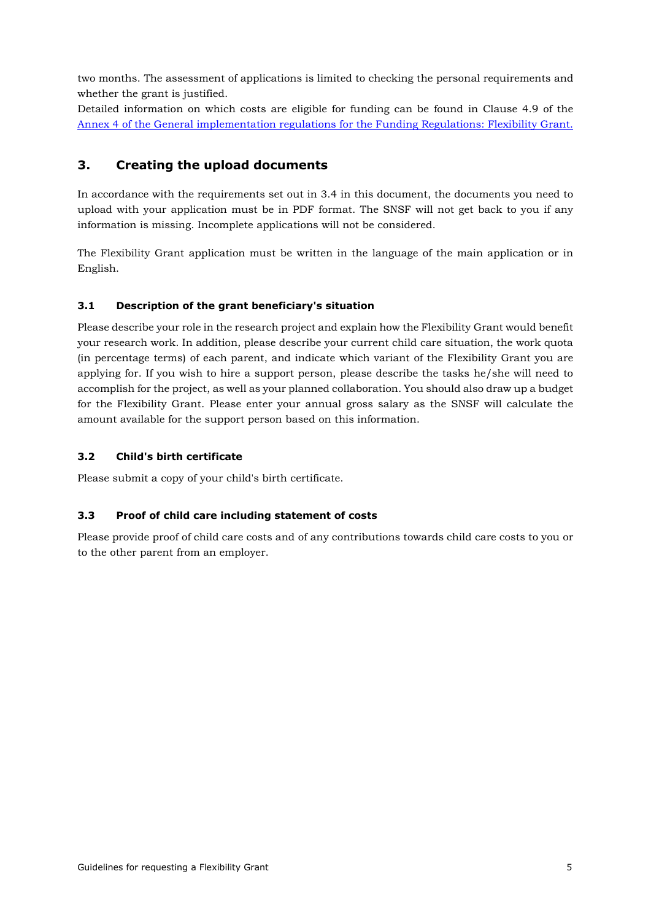two months. The assessment of applications is limited to checking the personal requirements and whether the grant is justified.

Detailed information on which costs are eligible for funding can be found in Clause 4.9 of the [Annex 4 of the General implementation regulations for the Funding Regulations: Flexibility Grant.]()

## 3. Creating the upload documents

In accordance with the requirements set out in 3.4 in this document, the documents you need to upload with your application must be in PDF format. The SNSF will not get back to you if any information is missing. Incomplete applications will not be considered.

The Flexibility Grant application must be written in the language of the main application or in English.

### 3.1 Description of the grant beneficiary's situation

Please describe your role in the research project and explain how the Flexibility Grant would benefit your research work. In addition, please describe your current child care situation, the work quota (in percentage terms) of each parent, and indicate which variant of the Flexibility Grant you are applying for. If you wish to hire a support person, please describe the tasks he/she will need to accomplish for the project, as well as your planned collaboration. You should also draw up a budget for the Flexibility Grant. Please enter your annual gross salary as the SNSF will calculate the amount available for the support person based on this information.

### 3.2 Child's birth certificate

Please submit a copy of your child's birth certificate.

### 3.3 Proof of child care including statement of costs

Please provide proof of child care costs and of any contributions towards child care costs to you or to the other parent from an employer.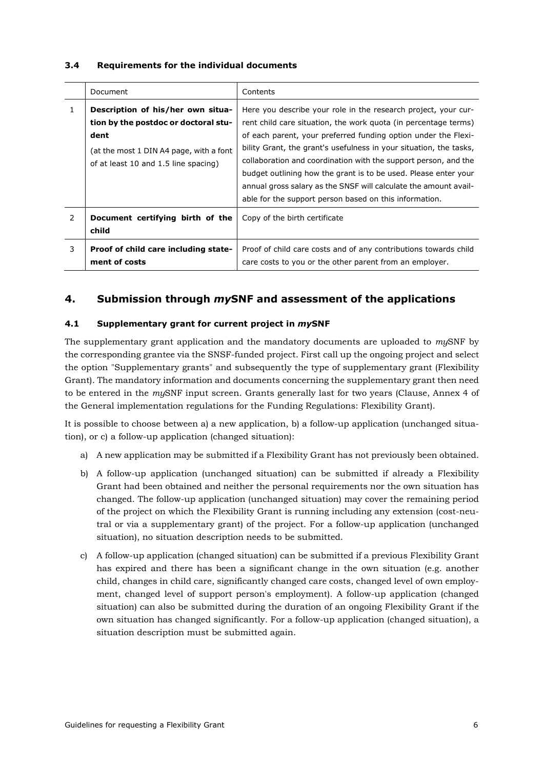### 3.4 Requirements for the individual documents

| | Document | Contents |
|---|---|---|
| 1 | **Description of his/her own situation by the postdoc or doctoral student**<br>(at the most 1 DIN A4 page, with a font of at least 10 and 1.5 line spacing) | Here you describe your role in the research project, your current child care situation, the work quota (in percentage terms) of each parent, your preferred funding option under the Flexibility Grant, the grant's usefulness in your situation, the tasks, collaboration and coordination with the support person, and the budget outlining how the grant is to be used. Please enter your annual gross salary as the SNSF will calculate the amount available for the support person based on this information. |
| 2 | **Document certifying birth of the child** | Copy of the birth certificate |
| 3 | **Proof of child care including statement of costs** | Proof of child care costs and of any contributions towards child care costs to you or the other parent from an employer. |

## 4. Submission through *my*SNF and assessment of the applications

### 4.1 Supplementary grant for current project in *my*SNF

The supplementary grant application and the mandatory documents are uploaded to *my*SNF by the corresponding grantee via the SNSF-funded project. First call up the ongoing project and select the option "Supplementary grants" and subsequently the type of supplementary grant (Flexibility Grant). The mandatory information and documents concerning the supplementary grant then need to be entered in the *my*SNF input screen. Grants generally last for two years (Clause, Annex 4 of the General implementation regulations for the Funding Regulations: Flexibility Grant).

It is possible to choose between a) a new application, b) a follow-up application (unchanged situation), or c) a follow-up application (changed situation):

a) A new application may be submitted if a Flexibility Grant has not previously been obtained.

b) A follow-up application (unchanged situation) can be submitted if already a Flexibility Grant had been obtained and neither the personal requirements nor the own situation has changed. The follow-up application (unchanged situation) may cover the remaining period of the project on which the Flexibility Grant is running including any extension (cost-neutral or via a supplementary grant) of the project. For a follow-up application (unchanged situation), no situation description needs to be submitted.

c) A follow-up application (changed situation) can be submitted if a previous Flexibility Grant has expired and there has been a significant change in the own situation (e.g. another child, changes in child care, significantly changed care costs, changed level of own employment, changed level of support person's employment). A follow-up application (changed situation) can also be submitted during the duration of an ongoing Flexibility Grant if the own situation has changed significantly. For a follow-up application (changed situation), a situation description must be submitted again.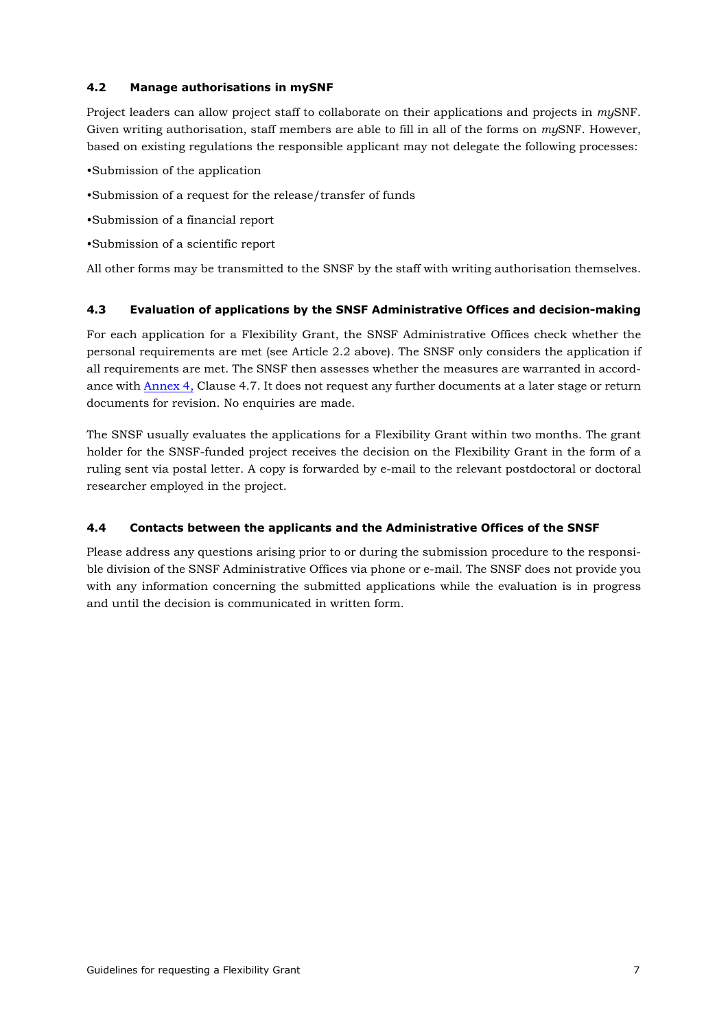### 4.2 Manage authorisations in mySNF

Project leaders can allow project staff to collaborate on their applications and projects in *my*SNF. Given writing authorisation, staff members are able to fill in all of the forms on *my*SNF. However, based on existing regulations the responsible applicant may not delegate the following processes:

•Submission of the application

•Submission of a request for the release/transfer of funds

•Submission of a financial report

•Submission of a scientific report

All other forms may be transmitted to the SNSF by the staff with writing authorisation themselves.

### 4.3 Evaluation of applications by the SNSF Administrative Offices and decision-making

For each application for a Flexibility Grant, the SNSF Administrative Offices check whether the personal requirements are met (see Article 2.2 above). The SNSF only considers the application if all requirements are met. The SNSF then assesses whether the measures are warranted in accordance with Annex 4, Clause 4.7. It does not request any further documents at a later stage or return documents for revision. No enquiries are made.

The SNSF usually evaluates the applications for a Flexibility Grant within two months. The grant holder for the SNSF-funded project receives the decision on the Flexibility Grant in the form of a ruling sent via postal letter. A copy is forwarded by e-mail to the relevant postdoctoral or doctoral researcher employed in the project.

### 4.4 Contacts between the applicants and the Administrative Offices of the SNSF

Please address any questions arising prior to or during the submission procedure to the responsible division of the SNSF Administrative Offices via phone or e-mail. The SNSF does not provide you with any information concerning the submitted applications while the evaluation is in progress and until the decision is communicated in written form.